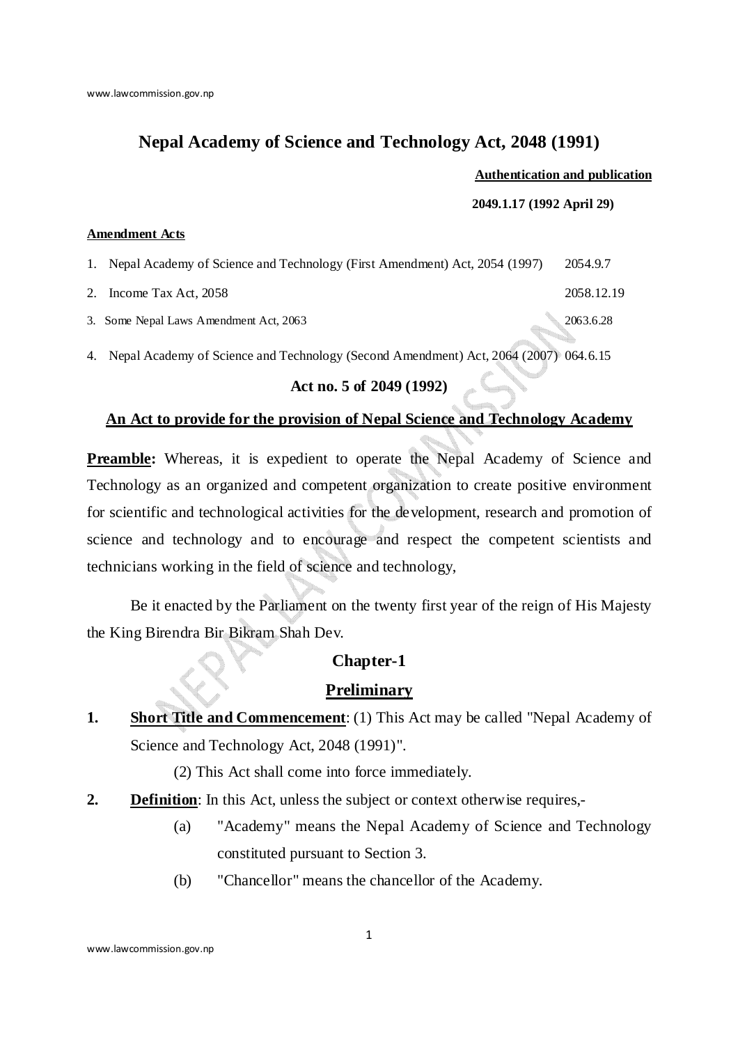# Nepal Academy of Science and Technology Act, 2048 (1991)

**Authentication and publication**

**2049.1.17 (1992 April 29)**

**Amendment Acts**

| | | |
|---|---|---|
| 1. | Nepal Academy of Science and Technology (First Amendment) Act, 2054 (1997) | 2054.9.7 |
| 2. | Income Tax Act, 2058 | 2058.12.19 |
| 3. | Some Nepal Laws Amendment Act, 2063 | 2063.6.28 |
| 4. | Nepal Academy of Science and Technology (Second Amendment) Act, 2064 (2007) | 064.6.15 |

**Act no. 5 of 2049 (1992)**

**An Act to provide for the provision of Nepal Science and Technology Academy**

**Preamble:** Whereas, it is expedient to operate the Nepal Academy of Science and Technology as an organized and competent organization to create positive environment for scientific and technological activities for the development, research and promotion of science and technology and to encourage and respect the competent scientists and technicians working in the field of science and technology,

Be it enacted by the Parliament on the twenty first year of the reign of His Majesty the King Birendra Bir Bikram Shah Dev.

## Chapter-1

## Preliminary

**1. Short Title and Commencement**: (1) This Act may be called "Nepal Academy of Science and Technology Act, 2048 (1991)".

(2) This Act shall come into force immediately.

**2. Definition**: In this Act, unless the subject or context otherwise requires,-

(a) "Academy" means the Nepal Academy of Science and Technology constituted pursuant to Section 3.

(b) "Chancellor" means the chancellor of the Academy.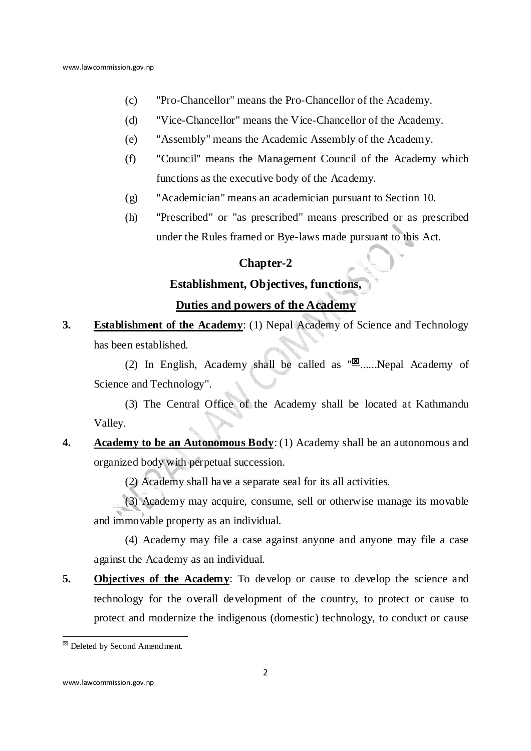(c) "Pro-Chancellor" means the Pro-Chancellor of the Academy.

(d) "Vice-Chancellor" means the Vice-Chancellor of the Academy.

(e) "Assembly" means the Academic Assembly of the Academy.

(f) "Council" means the Management Council of the Academy which functions as the executive body of the Academy.

(g) "Academician" means an academician pursuant to Section 10.

(h) "Prescribed" or "as prescribed" means prescribed or as prescribed under the Rules framed or Bye-laws made pursuant to this Act.

## Chapter-2

## Establishment, Objectives, functions, Duties and powers of the Academy

**3. Establishment of the Academy**: (1) Nepal Academy of Science and Technology has been established.

(2) In English, Academy shall be called as "⊠......Nepal Academy of Science and Technology".

(3) The Central Office of the Academy shall be located at Kathmandu Valley.

**4. Academy to be an Autonomous Body**: (1) Academy shall be an autonomous and organized body with perpetual succession.

(2) Academy shall have a separate seal for its all activities.

(3) Academy may acquire, consume, sell or otherwise manage its movable and immovable property as an individual.

(4) Academy may file a case against anyone and anyone may file a case against the Academy as an individual.

**5. Objectives of the Academy**: To develop or cause to develop the science and technology for the overall development of the country, to protect or cause to protect and modernize the indigenous (domestic) technology, to conduct or cause

---

⊠ Deleted by Second Amendment.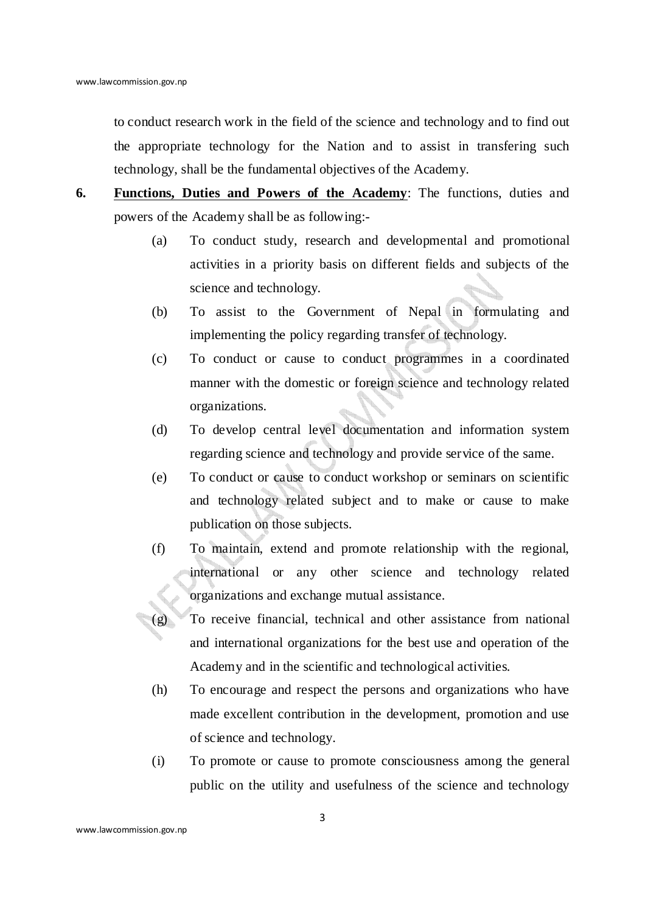to conduct research work in the field of the science and technology and to find out the appropriate technology for the Nation and to assist in transfering such technology, shall be the fundamental objectives of the Academy.

**6. Functions, Duties and Powers of the Academy**: The functions, duties and powers of the Academy shall be as following:-

(a) To conduct study, research and developmental and promotional activities in a priority basis on different fields and subjects of the science and technology.

(b) To assist to the Government of Nepal in formulating and implementing the policy regarding transfer of technology.

(c) To conduct or cause to conduct programmes in a coordinated manner with the domestic or foreign science and technology related organizations.

(d) To develop central level documentation and information system regarding science and technology and provide service of the same.

(e) To conduct or cause to conduct workshop or seminars on scientific and technology related subject and to make or cause to make publication on those subjects.

(f) To maintain, extend and promote relationship with the regional, international or any other science and technology related organizations and exchange mutual assistance.

(g) To receive financial, technical and other assistance from national and international organizations for the best use and operation of the Academy and in the scientific and technological activities.

(h) To encourage and respect the persons and organizations who have made excellent contribution in the development, promotion and use of science and technology.

(i) To promote or cause to promote consciousness among the general public on the utility and usefulness of the science and technology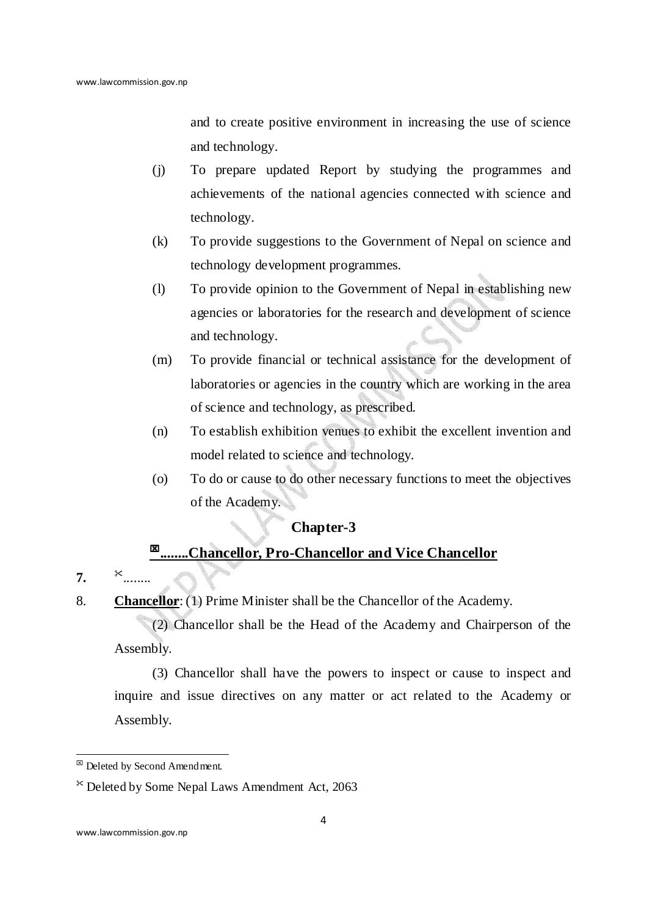and to create positive environment in increasing the use of science and technology.

(j) To prepare updated Report by studying the programmes and achievements of the national agencies connected with science and technology.

(k) To provide suggestions to the Government of Nepal on science and technology development programmes.

(l) To provide opinion to the Government of Nepal in establishing new agencies or laboratories for the research and development of science and technology.

(m) To provide financial or technical assistance for the development of laboratories or agencies in the country which are working in the area of science and technology, as prescribed.

(n) To establish exhibition venues to exhibit the excellent invention and model related to science and technology.

(o) To do or cause to do other necessary functions to meet the objectives of the Academy.

## Chapter-3

## ⊠........Chancellor, Pro-Chancellor and Vice Chancellor

**7.** ✂........

8. **Chancellor**: (1) Prime Minister shall be the Chancellor of the Academy.

(2) Chancellor shall be the Head of the Academy and Chairperson of the Assembly.

(3) Chancellor shall have the powers to inspect or cause to inspect and inquire and issue directives on any matter or act related to the Academy or Assembly.

---

⊠ Deleted by Second Amendment.

✂ Deleted by Some Nepal Laws Amendment Act, 2063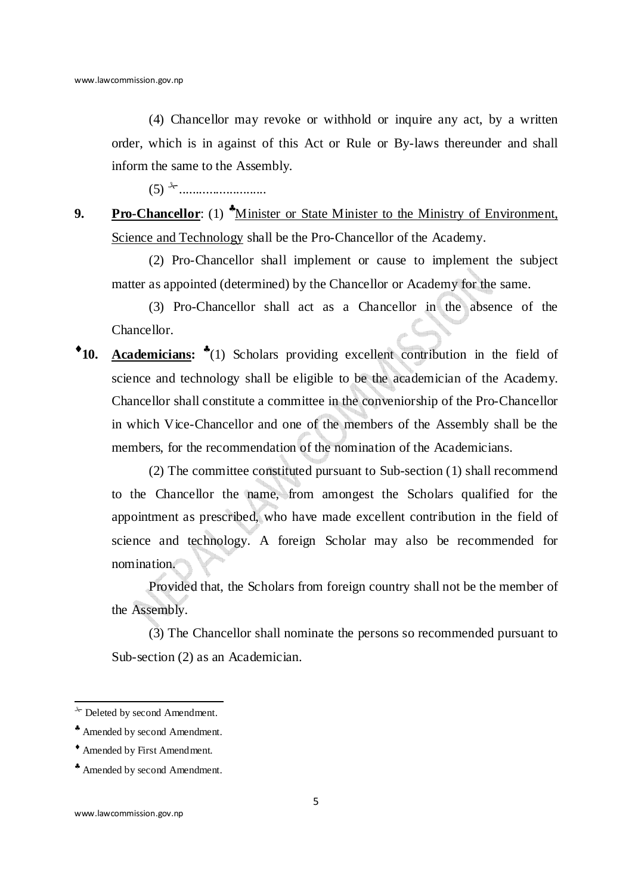(4) Chancellor may revoke or withhold or inquire any act, by a written order, which is in against of this Act or Rule or By-laws thereunder and shall inform the same to the Assembly.

(5) ✂...........................

**9. Pro-Chancellor**: (1) ♣Minister or State Minister to the Ministry of Environment, Science and Technology shall be the Pro-Chancellor of the Academy.

(2) Pro-Chancellor shall implement or cause to implement the subject matter as appointed (determined) by the Chancellor or Academy for the same.

(3) Pro-Chancellor shall act as a Chancellor in the absence of the Chancellor.

♦**10. Academicians:** ♣(1) Scholars providing excellent contribution in the field of science and technology shall be eligible to be the academician of the Academy. Chancellor shall constitute a committee in the conveniorship of the Pro-Chancellor in which Vice-Chancellor and one of the members of the Assembly shall be the members, for the recommendation of the nomination of the Academicians.

(2) The committee constituted pursuant to Sub-section (1) shall recommend to the Chancellor the name, from amongest the Scholars qualified for the appointment as prescribed, who have made excellent contribution in the field of science and technology. A foreign Scholar may also be recommended for nomination.

Provided that, the Scholars from foreign country shall not be the member of the Assembly.

(3) The Chancellor shall nominate the persons so recommended pursuant to Sub-section (2) as an Academician.

---

✂ Deleted by second Amendment.

♣ Amended by second Amendment.

♦ Amended by First Amendment.

♣ Amended by second Amendment.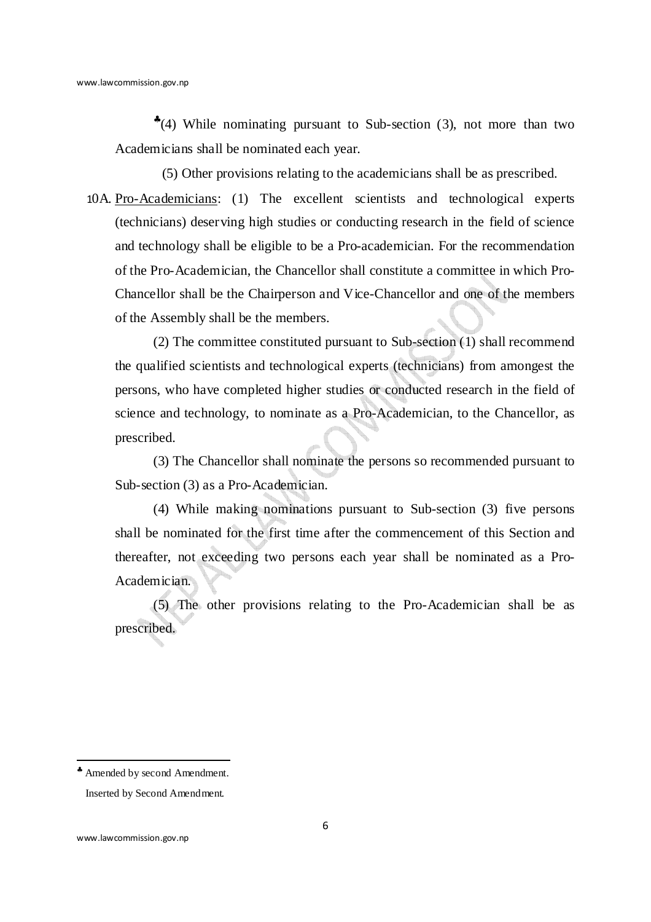♣(4) While nominating pursuant to Sub-section (3), not more than two Academicians shall be nominated each year.

(5) Other provisions relating to the academicians shall be as prescribed.

10A. Pro-Academicians: (1) The excellent scientists and technological experts (technicians) deserving high studies or conducting research in the field of science and technology shall be eligible to be a Pro-academician. For the recommendation of the Pro-Academician, the Chancellor shall constitute a committee in which Pro-Chancellor shall be the Chairperson and Vice-Chancellor and one of the members of the Assembly shall be the members.

(2) The committee constituted pursuant to Sub-section (1) shall recommend the qualified scientists and technological experts (technicians) from amongest the persons, who have completed higher studies or conducted research in the field of science and technology, to nominate as a Pro-Academician, to the Chancellor, as prescribed.

(3) The Chancellor shall nominate the persons so recommended pursuant to Sub-section (3) as a Pro-Academician.

(4) While making nominations pursuant to Sub-section (3) five persons shall be nominated for the first time after the commencement of this Section and thereafter, not exceeding two persons each year shall be nominated as a Pro-Academician.

(5) The other provisions relating to the Pro-Academician shall be as prescribed.

---

♣ Amended by second Amendment.

Inserted by Second Amendment.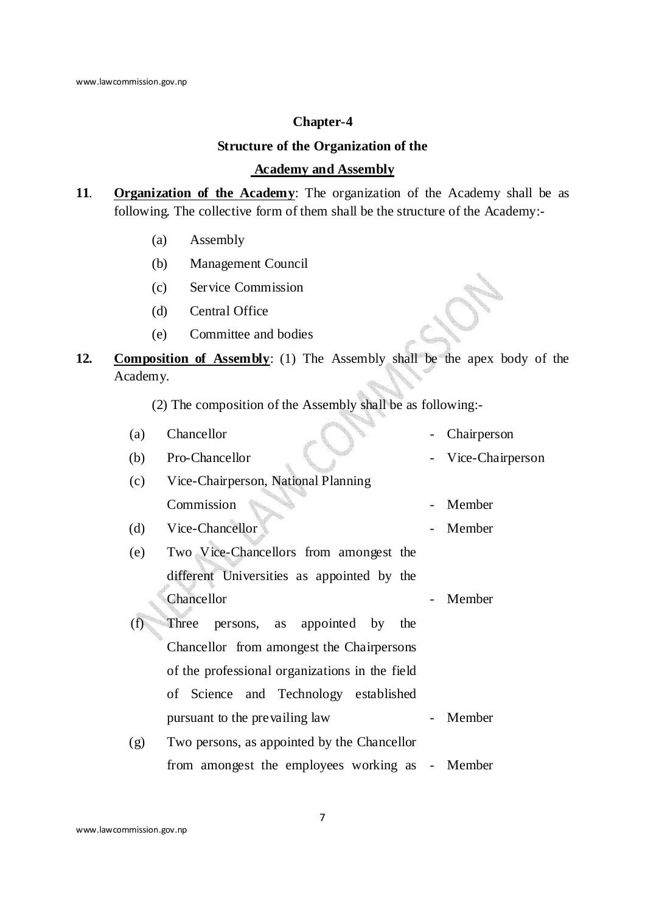## Chapter-4

### Structure of the Organization of the Academy and Assembly

**11. Organization of the Academy**: The organization of the Academy shall be as following. The collective form of them shall be the structure of the Academy:-

(a) Assembly

(b) Management Council

(c) Service Commission

(d) Central Office

(e) Committee and bodies

**12. Composition of Assembly**: (1) The Assembly shall be the apex body of the Academy.

(2) The composition of the Assembly shall be as following:-

(a) Chancellor - Chairperson

(b) Pro-Chancellor - Vice-Chairperson

(c) Vice-Chairperson, National Planning Commission - Member

(d) Vice-Chancellor - Member

(e) Two Vice-Chancellors from amongest the different Universities as appointed by the Chancellor - Member

(f) Three persons, as appointed by the Chancellor from amongest the Chairpersons of the professional organizations in the field of Science and Technology established pursuant to the prevailing law - Member

(g) Two persons, as appointed by the Chancellor from amongest the employees working as - Member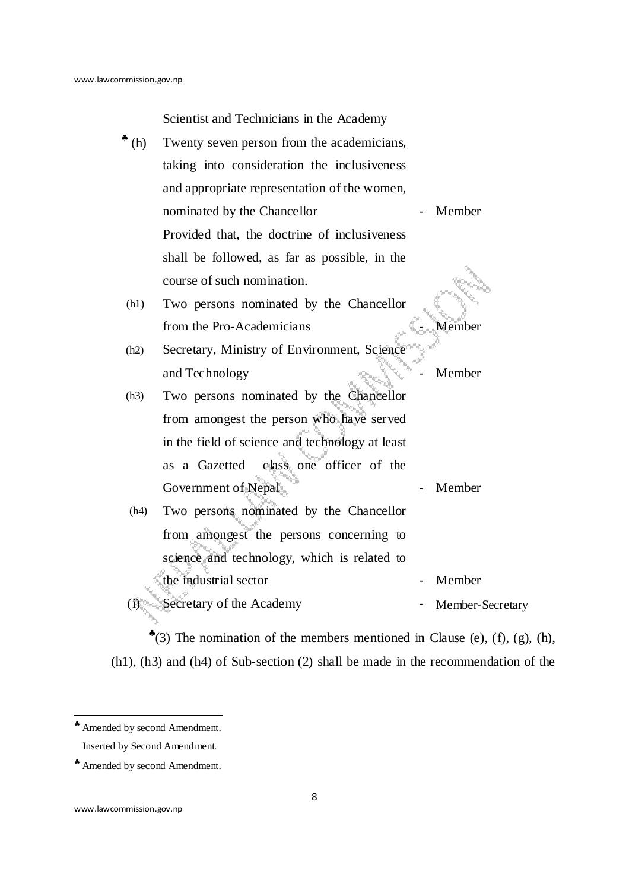Scientist and Technicians in the Academy

♣(h) Twenty seven person from the academicians, taking into consideration the inclusiveness and appropriate representation of the women, nominated by the Chancellor - Member

Provided that, the doctrine of inclusiveness shall be followed, as far as possible, in the course of such nomination.

(h1) Two persons nominated by the Chancellor from the Pro-Academicians - Member

(h2) Secretary, Ministry of Environment, Science and Technology - Member

(h3) Two persons nominated by the Chancellor from amongest the person who have served in the field of science and technology at least as a Gazetted class one officer of the Government of Nepal - Member

(h4) Two persons nominated by the Chancellor from amongest the persons concerning to science and technology, which is related to the industrial sector - Member

(i) Secretary of the Academy - Member-Secretary

♣(3) The nomination of the members mentioned in Clause (e), (f), (g), (h), (h1), (h3) and (h4) of Sub-section (2) shall be made in the recommendation of the

---

♣ Amended by second Amendment.

Inserted by Second Amendment.

♣ Amended by second Amendment.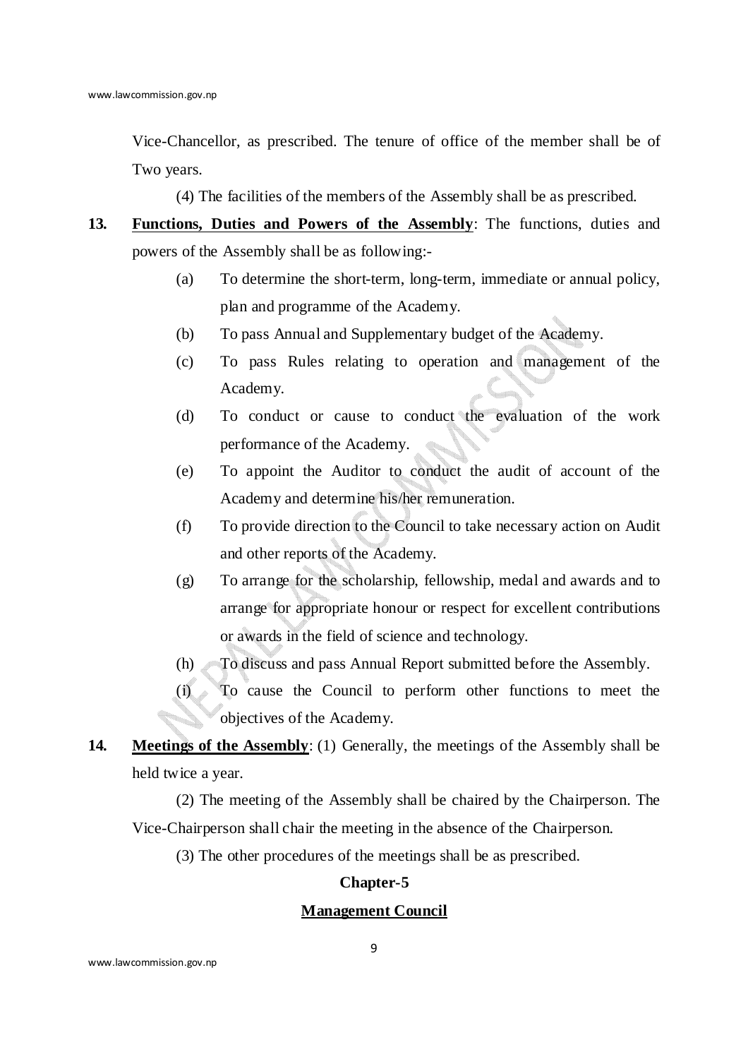Vice-Chancellor, as prescribed. The tenure of office of the member shall be of Two years.

(4) The facilities of the members of the Assembly shall be as prescribed.

**13. Functions, Duties and Powers of the Assembly**: The functions, duties and powers of the Assembly shall be as following:-

(a) To determine the short-term, long-term, immediate or annual policy, plan and programme of the Academy.

(b) To pass Annual and Supplementary budget of the Academy.

(c) To pass Rules relating to operation and management of the Academy.

(d) To conduct or cause to conduct the evaluation of the work performance of the Academy.

(e) To appoint the Auditor to conduct the audit of account of the Academy and determine his/her remuneration.

(f) To provide direction to the Council to take necessary action on Audit and other reports of the Academy.

(g) To arrange for the scholarship, fellowship, medal and awards and to arrange for appropriate honour or respect for excellent contributions or awards in the field of science and technology.

(h) To discuss and pass Annual Report submitted before the Assembly.

(i) To cause the Council to perform other functions to meet the objectives of the Academy.

**14. Meetings of the Assembly**: (1) Generally, the meetings of the Assembly shall be held twice a year.

(2) The meeting of the Assembly shall be chaired by the Chairperson. The Vice-Chairperson shall chair the meeting in the absence of the Chairperson.

(3) The other procedures of the meetings shall be as prescribed.

## Chapter-5

## Management Council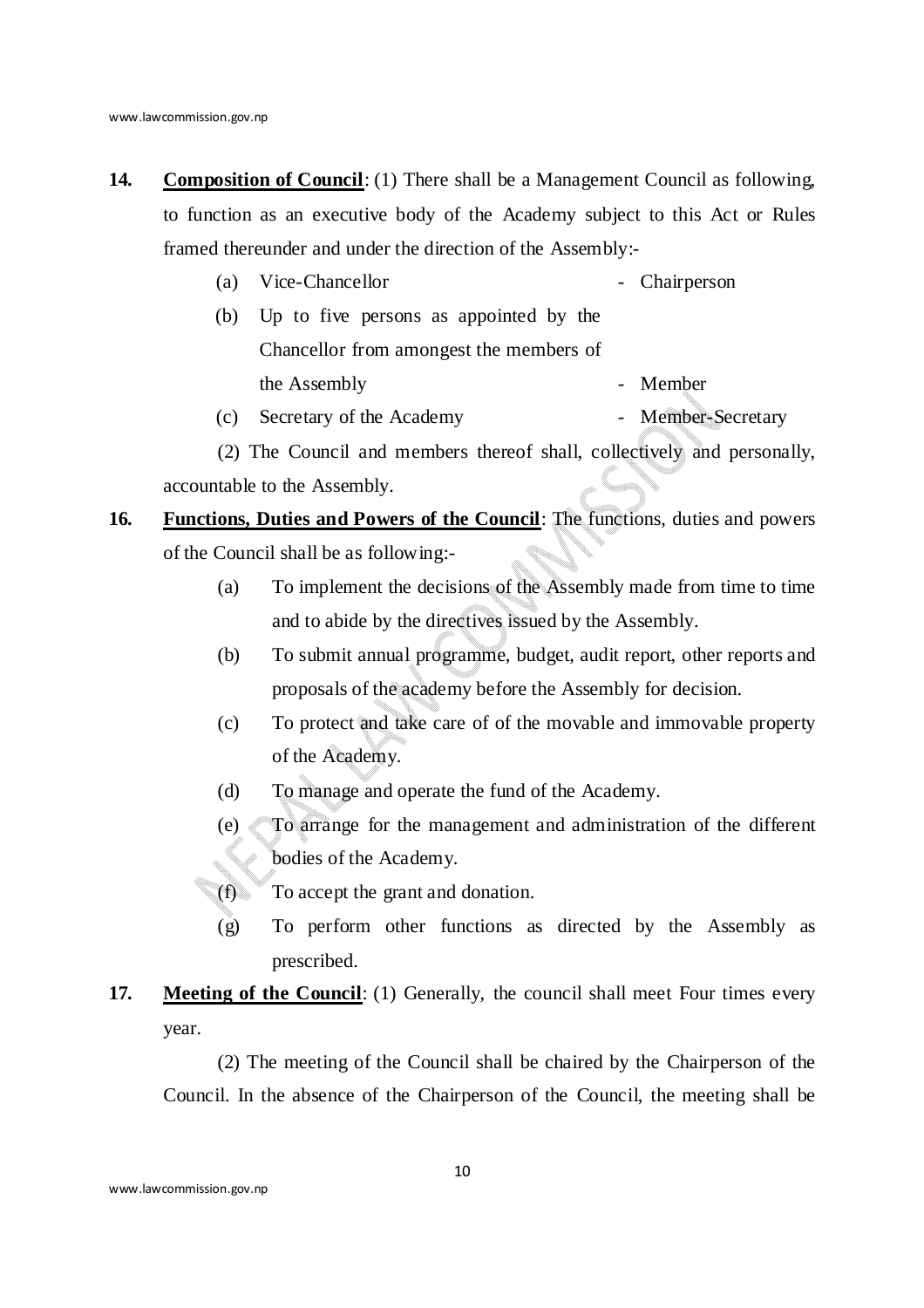**14.** **Composition of Council**: (1) There shall be a Management Council as following, to function as an executive body of the Academy subject to this Act or Rules framed thereunder and under the direction of the Assembly:-

(a) Vice-Chancellor - Chairperson

(b) Up to five persons as appointed by the Chancellor from amongest the members of the Assembly - Member

(c) Secretary of the Academy - Member-Secretary

(2) The Council and members thereof shall, collectively and personally, accountable to the Assembly.

**16.** **Functions, Duties and Powers of the Council**: The functions, duties and powers of the Council shall be as following:-

(a) To implement the decisions of the Assembly made from time to time and to abide by the directives issued by the Assembly.

(b) To submit annual programme, budget, audit report, other reports and proposals of the academy before the Assembly for decision.

(c) To protect and take care of of the movable and immovable property of the Academy.

(d) To manage and operate the fund of the Academy.

(e) To arrange for the management and administration of the different bodies of the Academy.

(f) To accept the grant and donation.

(g) To perform other functions as directed by the Assembly as prescribed.

**17.** **Meeting of the Council**: (1) Generally, the council shall meet Four times every year.

(2) The meeting of the Council shall be chaired by the Chairperson of the Council. In the absence of the Chairperson of the Council, the meeting shall be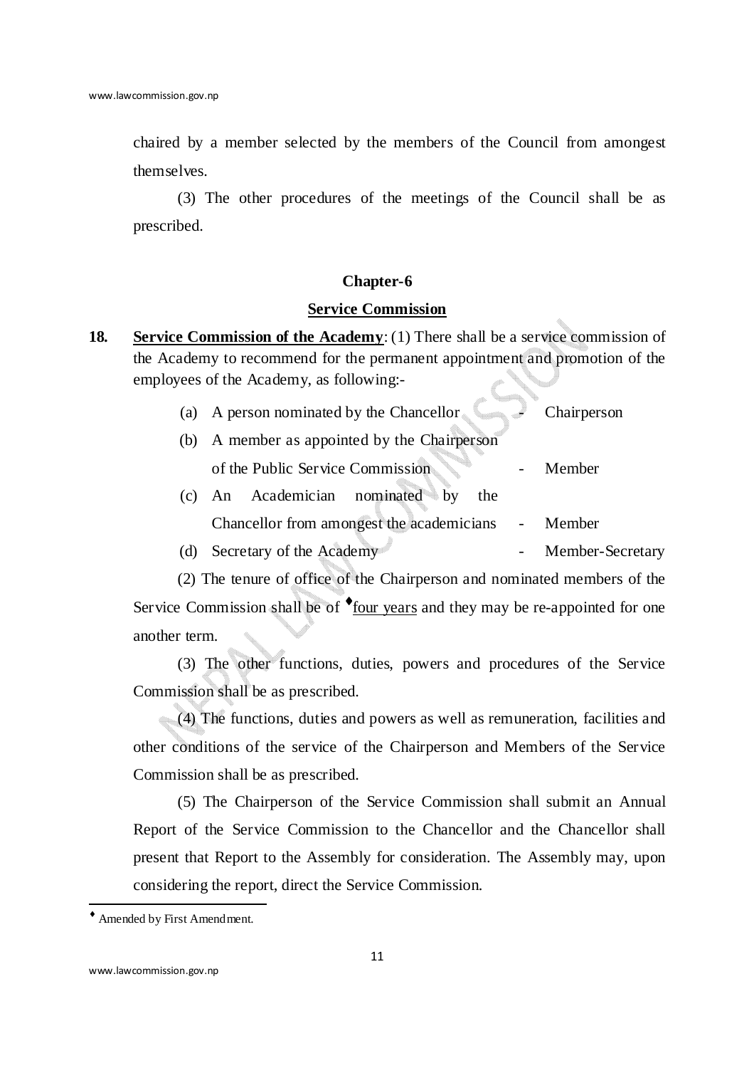chaired by a member selected by the members of the Council from amongest themselves.

(3) The other procedures of the meetings of the Council shall be as prescribed.

## Chapter-6

## Service Commission

**18. Service Commission of the Academy**: (1) There shall be a service commission of the Academy to recommend for the permanent appointment and promotion of the employees of the Academy, as following:-

| | | | |
|---|---|---|---|
| (a) | A person nominated by the Chancellor | - | Chairperson |
| (b) | A member as appointed by the Chairperson of the Public Service Commission | - | Member |
| (c) | An Academician nominated by the Chancellor from amongest the academicians | - | Member |
| (d) | Secretary of the Academy | - | Member-Secretary |

(2) The tenure of office of the Chairperson and nominated members of the Service Commission shall be of ♦four years and they may be re-appointed for one another term.

(3) The other functions, duties, powers and procedures of the Service Commission shall be as prescribed.

(4) The functions, duties and powers as well as remuneration, facilities and other conditions of the service of the Chairperson and Members of the Service Commission shall be as prescribed.

(5) The Chairperson of the Service Commission shall submit an Annual Report of the Service Commission to the Chancellor and the Chancellor shall present that Report to the Assembly for consideration. The Assembly may, upon considering the report, direct the Service Commission.

---

♦ Amended by First Amendment.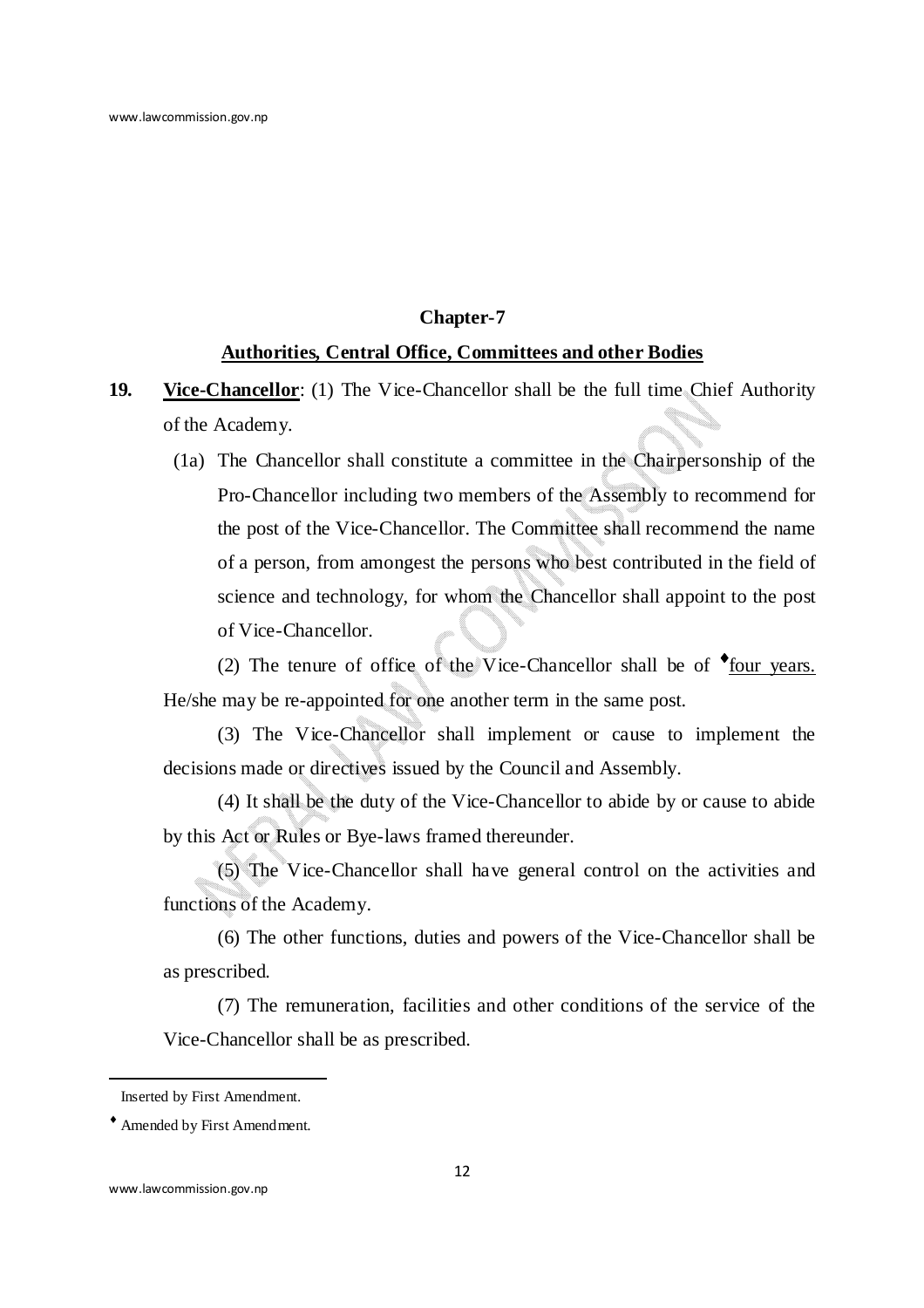## Chapter-7

### Authorities, Central Office, Committees and other Bodies

**19. Vice-Chancellor**: (1) The Vice-Chancellor shall be the full time Chief Authority of the Academy.

(1a) The Chancellor shall constitute a committee in the Chairpersonship of the Pro-Chancellor including two members of the Assembly to recommend for the post of the Vice-Chancellor. The Committee shall recommend the name of a person, from amongest the persons who best contributed in the field of science and technology, for whom the Chancellor shall appoint to the post of Vice-Chancellor.

(2) The tenure of office of the Vice-Chancellor shall be of ♦four years. He/she may be re-appointed for one another term in the same post.

(3) The Vice-Chancellor shall implement or cause to implement the decisions made or directives issued by the Council and Assembly.

(4) It shall be the duty of the Vice-Chancellor to abide by or cause to abide by this Act or Rules or Bye-laws framed thereunder.

(5) The Vice-Chancellor shall have general control on the activities and functions of the Academy.

(6) The other functions, duties and powers of the Vice-Chancellor shall be as prescribed.

(7) The remuneration, facilities and other conditions of the service of the Vice-Chancellor shall be as prescribed.

---

Inserted by First Amendment.

♦ Amended by First Amendment.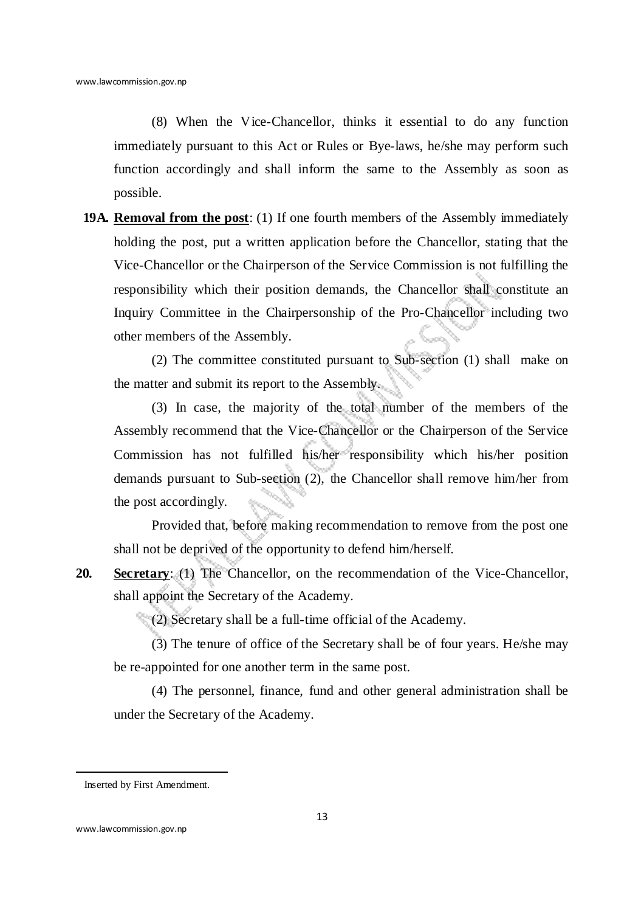(8) When the Vice-Chancellor, thinks it essential to do any function immediately pursuant to this Act or Rules or Bye-laws, he/she may perform such function accordingly and shall inform the same to the Assembly as soon as possible.

**19A. Removal from the post**: (1) If one fourth members of the Assembly immediately holding the post, put a written application before the Chancellor, stating that the Vice-Chancellor or the Chairperson of the Service Commission is not fulfilling the responsibility which their position demands, the Chancellor shall constitute an Inquiry Committee in the Chairpersonship of the Pro-Chancellor including two other members of the Assembly.

(2) The committee constituted pursuant to Sub-section (1) shall make on the matter and submit its report to the Assembly.

(3) In case, the majority of the total number of the members of the Assembly recommend that the Vice-Chancellor or the Chairperson of the Service Commission has not fulfilled his/her responsibility which his/her position demands pursuant to Sub-section (2), the Chancellor shall remove him/her from the post accordingly.

Provided that, before making recommendation to remove from the post one shall not be deprived of the opportunity to defend him/herself.

**20. Secretary**: (1) The Chancellor, on the recommendation of the Vice-Chancellor, shall appoint the Secretary of the Academy.

(2) Secretary shall be a full-time official of the Academy.

(3) The tenure of office of the Secretary shall be of four years. He/she may be re-appointed for one another term in the same post.

(4) The personnel, finance, fund and other general administration shall be under the Secretary of the Academy.

---

Inserted by First Amendment.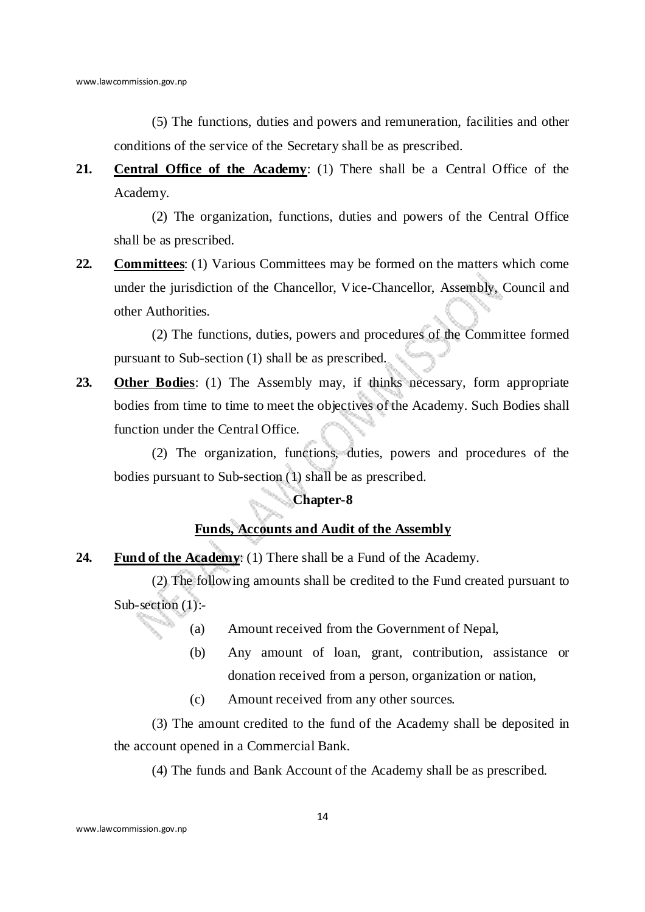(5) The functions, duties and powers and remuneration, facilities and other conditions of the service of the Secretary shall be as prescribed.

**21.** **Central Office of the Academy**: (1) There shall be a Central Office of the Academy.

(2) The organization, functions, duties and powers of the Central Office shall be as prescribed.

**22.** **Committees**: (1) Various Committees may be formed on the matters which come under the jurisdiction of the Chancellor, Vice-Chancellor, Assembly, Council and other Authorities.

(2) The functions, duties, powers and procedures of the Committee formed pursuant to Sub-section (1) shall be as prescribed.

**23.** **Other Bodies**: (1) The Assembly may, if thinks necessary, form appropriate bodies from time to time to meet the objectives of the Academy. Such Bodies shall function under the Central Office.

(2) The organization, functions, duties, powers and procedures of the bodies pursuant to Sub-section (1) shall be as prescribed.

## Chapter-8

## Funds, Accounts and Audit of the Assembly

**24.** **Fund of the Academy**: (1) There shall be a Fund of the Academy.

(2) The following amounts shall be credited to the Fund created pursuant to Sub-section (1):-

(a) Amount received from the Government of Nepal,

(b) Any amount of loan, grant, contribution, assistance or donation received from a person, organization or nation,

(c) Amount received from any other sources.

(3) The amount credited to the fund of the Academy shall be deposited in the account opened in a Commercial Bank.

(4) The funds and Bank Account of the Academy shall be as prescribed.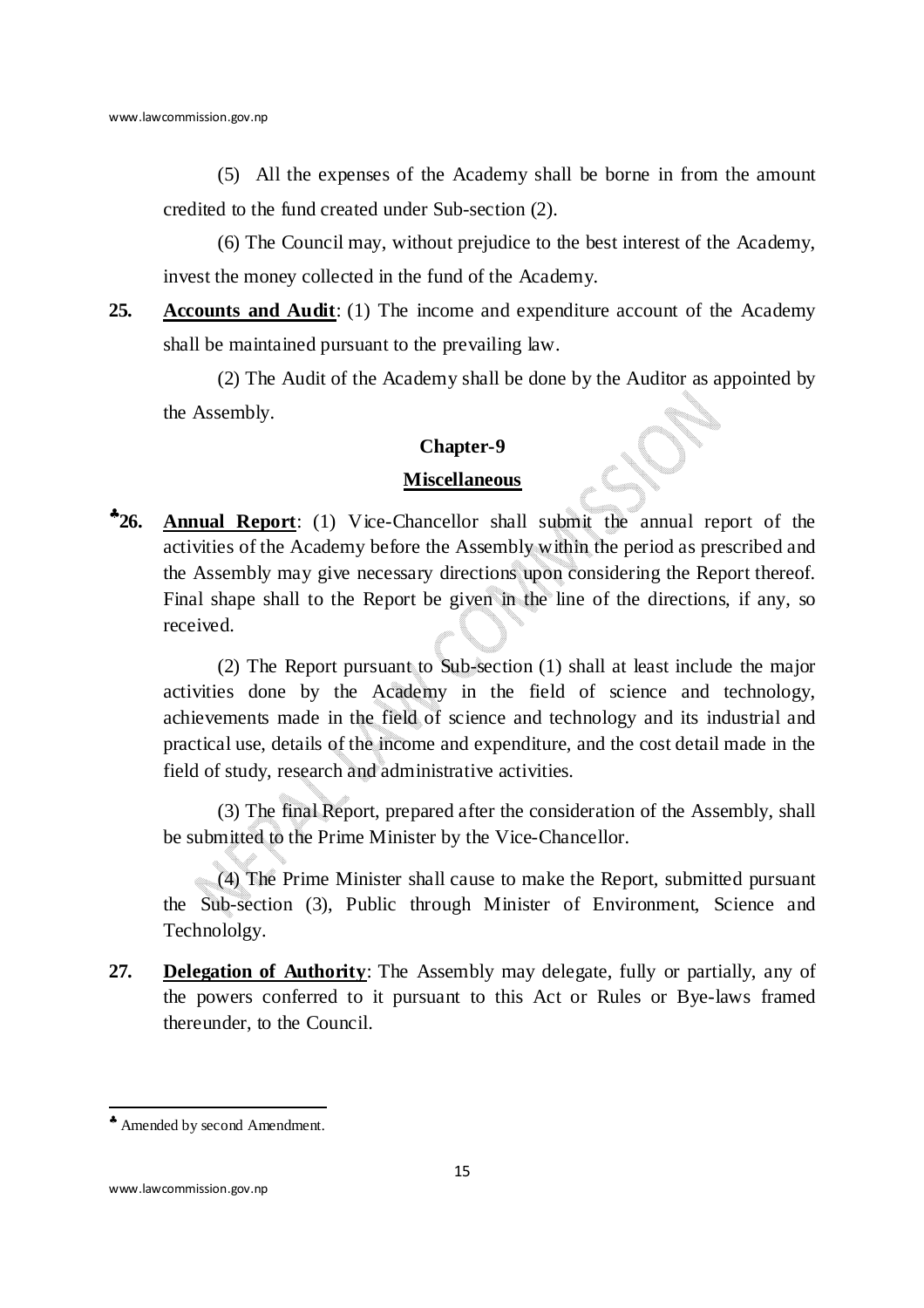(5) All the expenses of the Academy shall be borne in from the amount credited to the fund created under Sub-section (2).

(6) The Council may, without prejudice to the best interest of the Academy, invest the money collected in the fund of the Academy.

**25. Accounts and Audit**: (1) The income and expenditure account of the Academy shall be maintained pursuant to the prevailing law.

(2) The Audit of the Academy shall be done by the Auditor as appointed by the Assembly.

## Chapter-9

## Miscellaneous

♣**26. Annual Report**: (1) Vice-Chancellor shall submit the annual report of the activities of the Academy before the Assembly within the period as prescribed and the Assembly may give necessary directions upon considering the Report thereof. Final shape shall to the Report be given in the line of the directions, if any, so received.

(2) The Report pursuant to Sub-section (1) shall at least include the major activities done by the Academy in the field of science and technology, achievements made in the field of science and technology and its industrial and practical use, details of the income and expenditure, and the cost detail made in the field of study, research and administrative activities.

(3) The final Report, prepared after the consideration of the Assembly, shall be submitted to the Prime Minister by the Vice-Chancellor.

(4) The Prime Minister shall cause to make the Report, submitted pursuant the Sub-section (3), Public through Minister of Environment, Science and Technololgy.

**27. Delegation of Authority**: The Assembly may delegate, fully or partially, any of the powers conferred to it pursuant to this Act or Rules or Bye-laws framed thereunder, to the Council.

---

♣ Amended by second Amendment.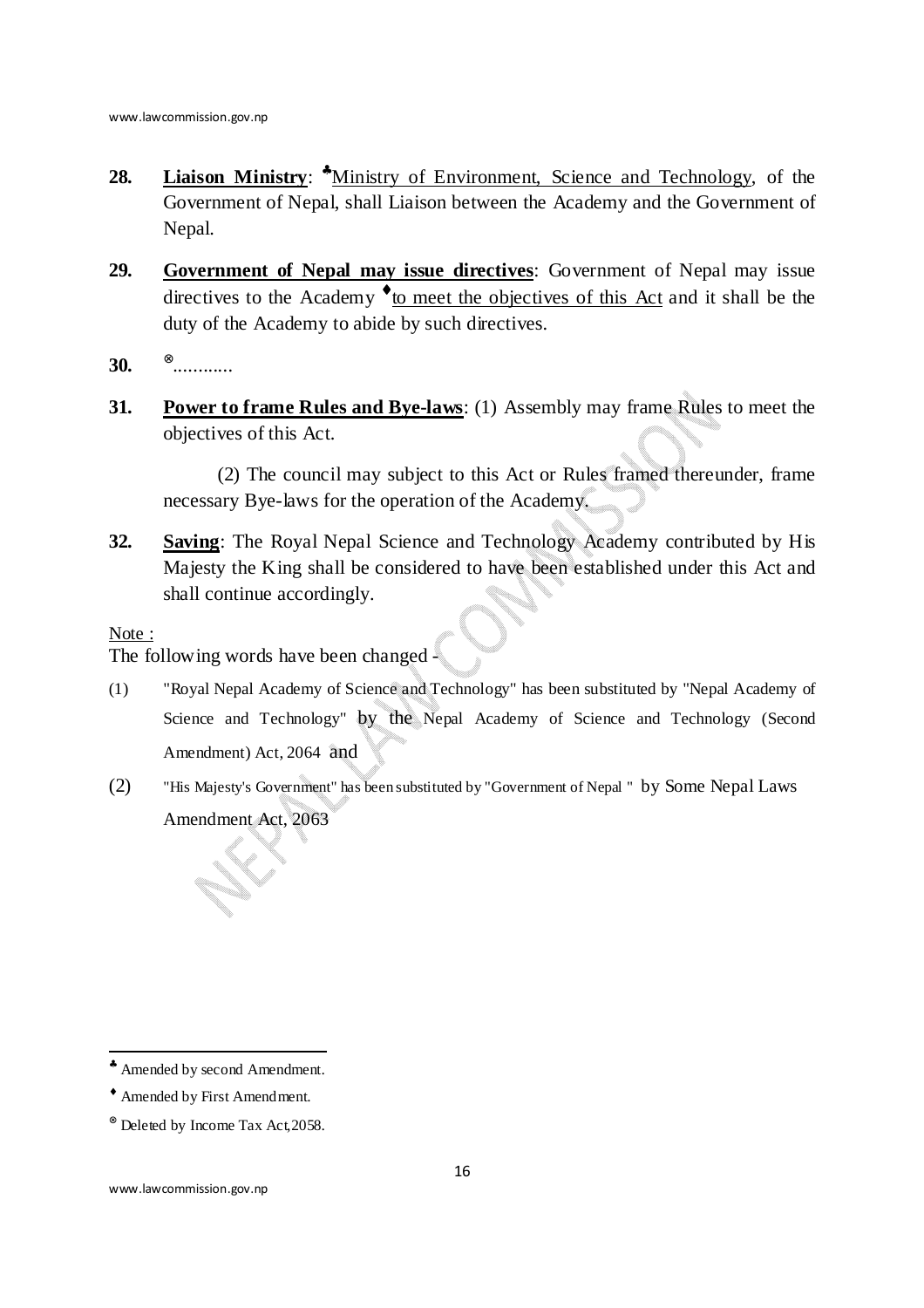**28. Liaison Ministry**: ♣Ministry of Environment, Science and Technology, of the Government of Nepal, shall Liaison between the Academy and the Government of Nepal.

**29. Government of Nepal may issue directives**: Government of Nepal may issue directives to the Academy ♦to meet the objectives of this Act and it shall be the duty of the Academy to abide by such directives.

**30.** ⊗............

**31. Power to frame Rules and Bye-laws**: (1) Assembly may frame Rules to meet the objectives of this Act.

(2) The council may subject to this Act or Rules framed thereunder, frame necessary Bye-laws for the operation of the Academy.

**32. Saving**: The Royal Nepal Science and Technology Academy contributed by His Majesty the King shall be considered to have been established under this Act and shall continue accordingly.

Note :

The following words have been changed -

(1) "Royal Nepal Academy of Science and Technology" has been substituted by "Nepal Academy of Science and Technology" by the Nepal Academy of Science and Technology (Second Amendment) Act, 2064 and

(2) "His Majesty's Government" has been substituted by "Government of Nepal " by Some Nepal Laws Amendment Act, 2063

---

♣ Amended by second Amendment.

♦ Amended by First Amendment.

⊗ Deleted by Income Tax Act,2058.